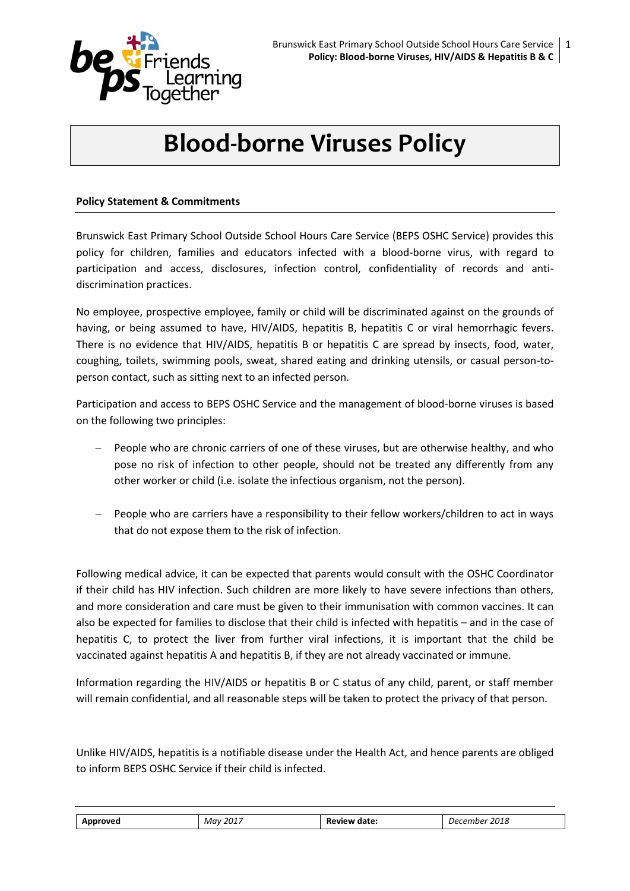# Blood-borne Viruses Policy

**Policy Statement & Commitments**

Brunswick East Primary School Outside School Hours Care Service (BEPS OSHC Service) provides this policy for children, families and educators infected with a blood-borne virus, with regard to participation and access, disclosures, infection control, confidentiality of records and anti-discrimination practices.

No employee, prospective employee, family or child will be discriminated against on the grounds of having, or being assumed to have, HIV/AIDS, hepatitis B, hepatitis C or viral hemorrhagic fevers. There is no evidence that HIV/AIDS, hepatitis B or hepatitis C are spread by insects, food, water, coughing, toilets, swimming pools, sweat, shared eating and drinking utensils, or casual person-to-person contact, such as sitting next to an infected person.

Participation and access to BEPS OSHC Service and the management of blood-borne viruses is based on the following two principles:

- People who are chronic carriers of one of these viruses, but are otherwise healthy, and who pose no risk of infection to other people, should not be treated any differently from any other worker or child (i.e. isolate the infectious organism, not the person).
- People who are carriers have a responsibility to their fellow workers/children to act in ways that do not expose them to the risk of infection.

Following medical advice, it can be expected that parents would consult with the OSHC Coordinator if their child has HIV infection. Such children are more likely to have severe infections than others, and more consideration and care must be given to their immunisation with common vaccines. It can also be expected for families to disclose that their child is infected with hepatitis – and in the case of hepatitis C, to protect the liver from further viral infections, it is important that the child be vaccinated against hepatitis A and hepatitis B, if they are not already vaccinated or immune.

Information regarding the HIV/AIDS or hepatitis B or C status of any child, parent, or staff member will remain confidential, and all reasonable steps will be taken to protect the privacy of that person.

Unlike HIV/AIDS, hepatitis is a notifiable disease under the Health Act, and hence parents are obliged to inform BEPS OSHC Service if their child is infected.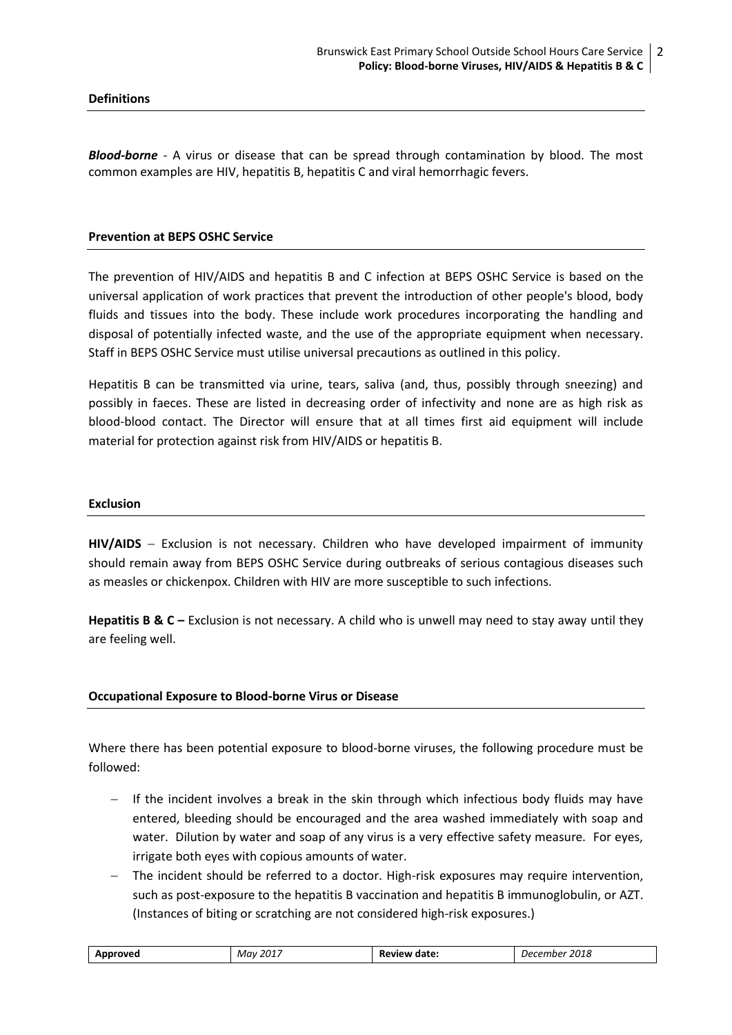## Definitions

***Blood-borne*** - A virus or disease that can be spread through contamination by blood. The most common examples are HIV, hepatitis B, hepatitis C and viral hemorrhagic fevers.

## Prevention at BEPS OSHC Service

The prevention of HIV/AIDS and hepatitis B and C infection at BEPS OSHC Service is based on the universal application of work practices that prevent the introduction of other people's blood, body fluids and tissues into the body. These include work procedures incorporating the handling and disposal of potentially infected waste, and the use of the appropriate equipment when necessary. Staff in BEPS OSHC Service must utilise universal precautions as outlined in this policy.

Hepatitis B can be transmitted via urine, tears, saliva (and, thus, possibly through sneezing) and possibly in faeces. These are listed in decreasing order of infectivity and none are as high risk as blood-blood contact. The Director will ensure that at all times first aid equipment will include material for protection against risk from HIV/AIDS or hepatitis B.

## Exclusion

**HIV/AIDS** – Exclusion is not necessary. Children who have developed impairment of immunity should remain away from BEPS OSHC Service during outbreaks of serious contagious diseases such as measles or chickenpox. Children with HIV are more susceptible to such infections.

**Hepatitis B & C –** Exclusion is not necessary. A child who is unwell may need to stay away until they are feeling well.

## Occupational Exposure to Blood-borne Virus or Disease

Where there has been potential exposure to blood-borne viruses, the following procedure must be followed:

- If the incident involves a break in the skin through which infectious body fluids may have entered, bleeding should be encouraged and the area washed immediately with soap and water. Dilution by water and soap of any virus is a very effective safety measure. For eyes, irrigate both eyes with copious amounts of water.
- The incident should be referred to a doctor. High-risk exposures may require intervention, such as post-exposure to the hepatitis B vaccination and hepatitis B immunoglobulin, or AZT. (Instances of biting or scratching are not considered high-risk exposures.)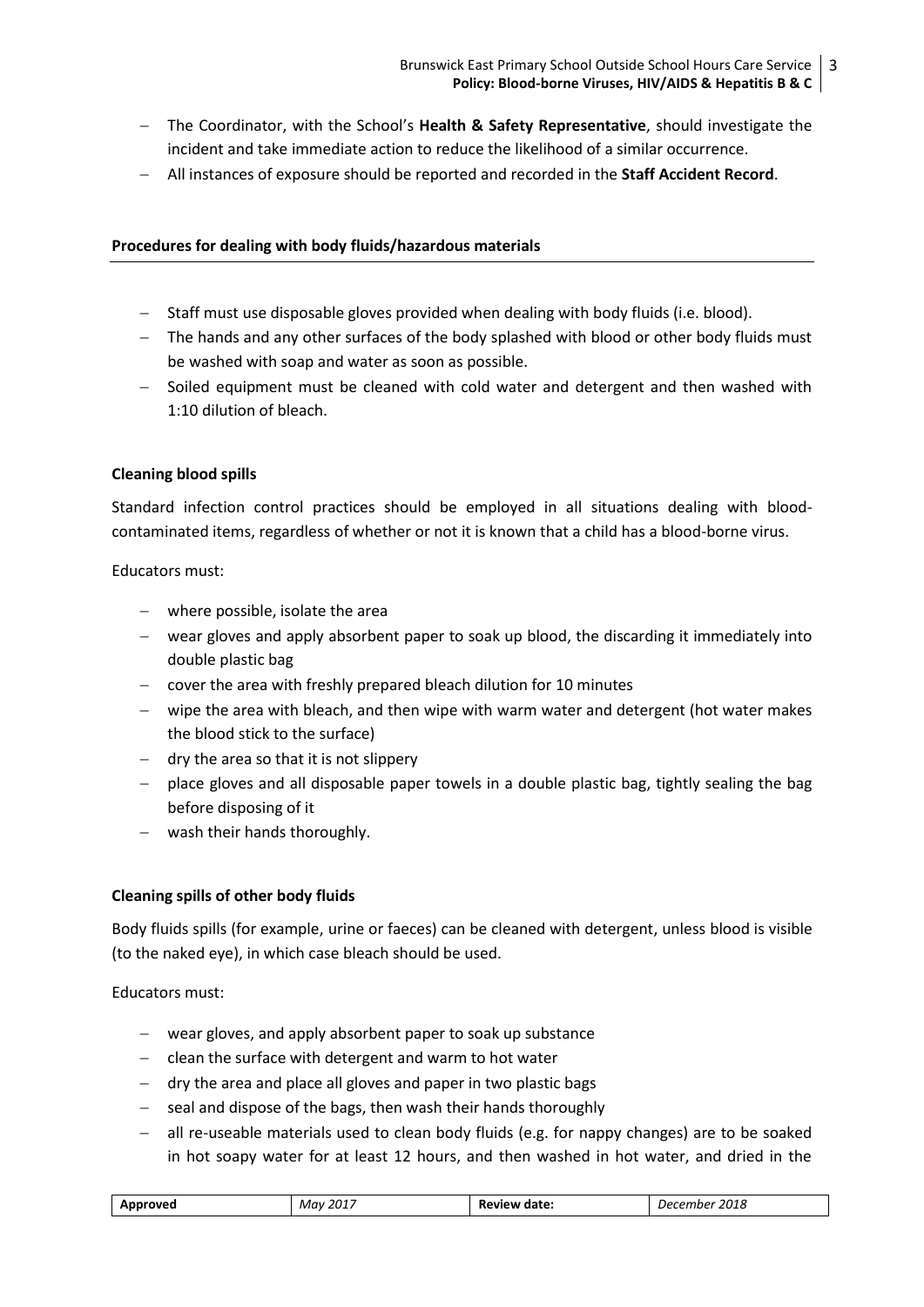- The Coordinator, with the School's **Health & Safety Representative**, should investigate the incident and take immediate action to reduce the likelihood of a similar occurrence.
- All instances of exposure should be reported and recorded in the **Staff Accident Record**.

## Procedures for dealing with body fluids/hazardous materials

- Staff must use disposable gloves provided when dealing with body fluids (i.e. blood).
- The hands and any other surfaces of the body splashed with blood or other body fluids must be washed with soap and water as soon as possible.
- Soiled equipment must be cleaned with cold water and detergent and then washed with 1:10 dilution of bleach.

### Cleaning blood spills

Standard infection control practices should be employed in all situations dealing with blood-contaminated items, regardless of whether or not it is known that a child has a blood-borne virus.

Educators must:

- where possible, isolate the area
- wear gloves and apply absorbent paper to soak up blood, the discarding it immediately into double plastic bag
- cover the area with freshly prepared bleach dilution for 10 minutes
- wipe the area with bleach, and then wipe with warm water and detergent (hot water makes the blood stick to the surface)
- dry the area so that it is not slippery
- place gloves and all disposable paper towels in a double plastic bag, tightly sealing the bag before disposing of it
- wash their hands thoroughly.

### Cleaning spills of other body fluids

Body fluids spills (for example, urine or faeces) can be cleaned with detergent, unless blood is visible (to the naked eye), in which case bleach should be used.

Educators must:

- wear gloves, and apply absorbent paper to soak up substance
- clean the surface with detergent and warm to hot water
- dry the area and place all gloves and paper in two plastic bags
- seal and dispose of the bags, then wash their hands thoroughly
- all re-useable materials used to clean body fluids (e.g. for nappy changes) are to be soaked in hot soapy water for at least 12 hours, and then washed in hot water, and dried in the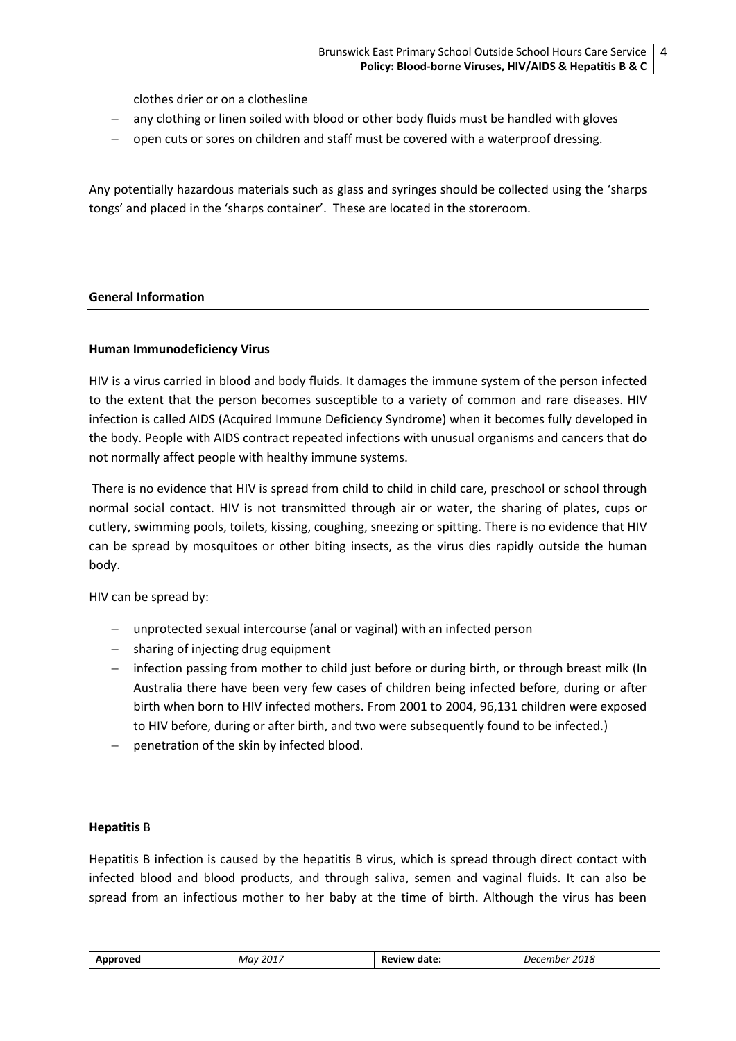clothes drier or on a clothesline

- any clothing or linen soiled with blood or other body fluids must be handled with gloves
- open cuts or sores on children and staff must be covered with a waterproof dressing.

Any potentially hazardous materials such as glass and syringes should be collected using the 'sharps tongs' and placed in the 'sharps container'. These are located in the storeroom.

## General Information

### Human Immunodeficiency Virus

HIV is a virus carried in blood and body fluids. It damages the immune system of the person infected to the extent that the person becomes susceptible to a variety of common and rare diseases. HIV infection is called AIDS (Acquired Immune Deficiency Syndrome) when it becomes fully developed in the body. People with AIDS contract repeated infections with unusual organisms and cancers that do not normally affect people with healthy immune systems.

There is no evidence that HIV is spread from child to child in child care, preschool or school through normal social contact. HIV is not transmitted through air or water, the sharing of plates, cups or cutlery, swimming pools, toilets, kissing, coughing, sneezing or spitting. There is no evidence that HIV can be spread by mosquitoes or other biting insects, as the virus dies rapidly outside the human body.

HIV can be spread by:

- unprotected sexual intercourse (anal or vaginal) with an infected person
- sharing of injecting drug equipment
- infection passing from mother to child just before or during birth, or through breast milk (In Australia there have been very few cases of children being infected before, during or after birth when born to HIV infected mothers. From 2001 to 2004, 96,131 children were exposed to HIV before, during or after birth, and two were subsequently found to be infected.)
- penetration of the skin by infected blood.

### Hepatitis B

Hepatitis B infection is caused by the hepatitis B virus, which is spread through direct contact with infected blood and blood products, and through saliva, semen and vaginal fluids. It can also be spread from an infectious mother to her baby at the time of birth. Although the virus has been

| Approved | May 2017 | Review date: | December 2018 |
| --- | --- | --- | --- |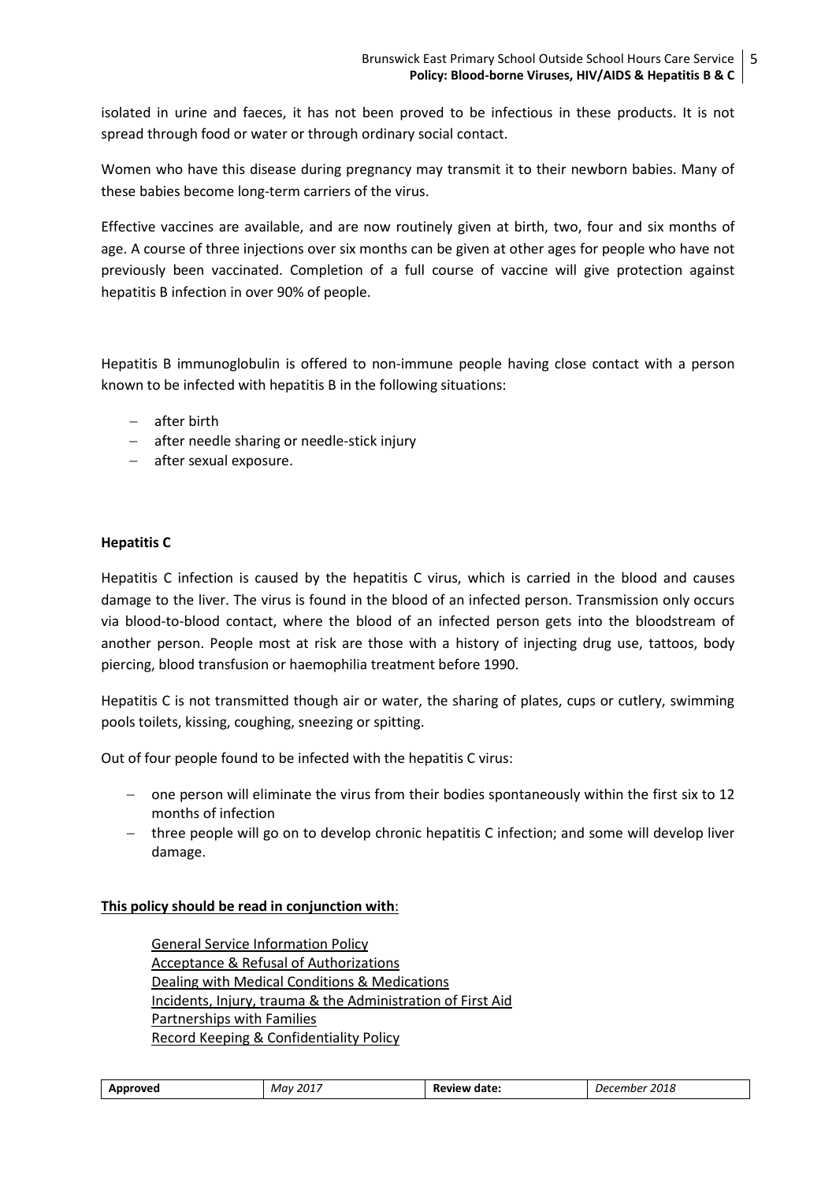isolated in urine and faeces, it has not been proved to be infectious in these products. It is not spread through food or water or through ordinary social contact.

Women who have this disease during pregnancy may transmit it to their newborn babies. Many of these babies become long-term carriers of the virus.

Effective vaccines are available, and are now routinely given at birth, two, four and six months of age. A course of three injections over six months can be given at other ages for people who have not previously been vaccinated. Completion of a full course of vaccine will give protection against hepatitis B infection in over 90% of people.

Hepatitis B immunoglobulin is offered to non-immune people having close contact with a person known to be infected with hepatitis B in the following situations:

- after birth
- after needle sharing or needle-stick injury
- after sexual exposure.

**Hepatitis C**

Hepatitis C infection is caused by the hepatitis C virus, which is carried in the blood and causes damage to the liver. The virus is found in the blood of an infected person. Transmission only occurs via blood-to-blood contact, where the blood of an infected person gets into the bloodstream of another person. People most at risk are those with a history of injecting drug use, tattoos, body piercing, blood transfusion or haemophilia treatment before 1990.

Hepatitis C is not transmitted though air or water, the sharing of plates, cups or cutlery, swimming pools toilets, kissing, coughing, sneezing or spitting.

Out of four people found to be infected with the hepatitis C virus:

- one person will eliminate the virus from their bodies spontaneously within the first six to 12 months of infection
- three people will go on to develop chronic hepatitis C infection; and some will develop liver damage.

**This policy should be read in conjunction with**:

General Service Information Policy
Acceptance & Refusal of Authorizations
Dealing with Medical Conditions & Medications
Incidents, Injury, trauma & the Administration of First Aid
Partnerships with Families
Record Keeping & Confidentiality Policy

| Approved | May 2017 | Review date: | December 2018 |
|---|---|---|---|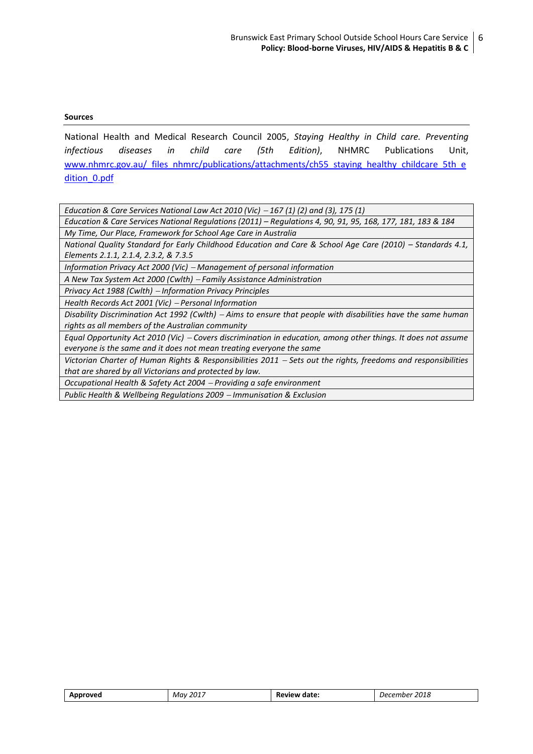**Sources**

National Health and Medical Research Council 2005, *Staying Healthy in Child care. Preventing infectious diseases in child care (5th Edition)*, NHMRC Publications Unit, [www.nhmrc.gov.au/_files_nhmrc/publications/attachments/ch55_staying_healthy_childcare_5th_edition_0.pdf](www.nhmrc.gov.au/_files_nhmrc/publications/attachments/ch55_staying_healthy_childcare_5th_edition_0.pdf)

| |
|---|
| *Education & Care Services National Law Act 2010 (Vic) – 167 (1) (2) and (3), 175 (1)* |
| *Education & Care Services National Regulations (2011) – Regulations 4, 90, 91, 95, 168, 177, 181, 183 & 184* |
| *My Time, Our Place, Framework for School Age Care in Australia* |
| *National Quality Standard for Early Childhood Education and Care & School Age Care (2010) – Standards 4.1, Elements 2.1.1, 2.1.4, 2.3.2, & 7.3.5* |
| *Information Privacy Act 2000 (Vic) – Management of personal information* |
| *A New Tax System Act 2000 (Cwlth) – Family Assistance Administration* |
| *Privacy Act 1988 (Cwlth) – Information Privacy Principles* |
| *Health Records Act 2001 (Vic) – Personal Information* |
| *Disability Discrimination Act 1992 (Cwlth) – Aims to ensure that people with disabilities have the same human rights as all members of the Australian community* |
| *Equal Opportunity Act 2010 (Vic) – Covers discrimination in education, among other things. It does not assume everyone is the same and it does not mean treating everyone the same* |
| *Victorian Charter of Human Rights & Responsibilities 2011 – Sets out the rights, freedoms and responsibilities that are shared by all Victorians and protected by law.* |
| *Occupational Health & Safety Act 2004 – Providing a safe environment* |
| *Public Health & Wellbeing Regulations 2009 – Immunisation & Exclusion* |

| **Approved** | *May 2017* | **Review date:** | *December 2018* |
|---|---|---|---|